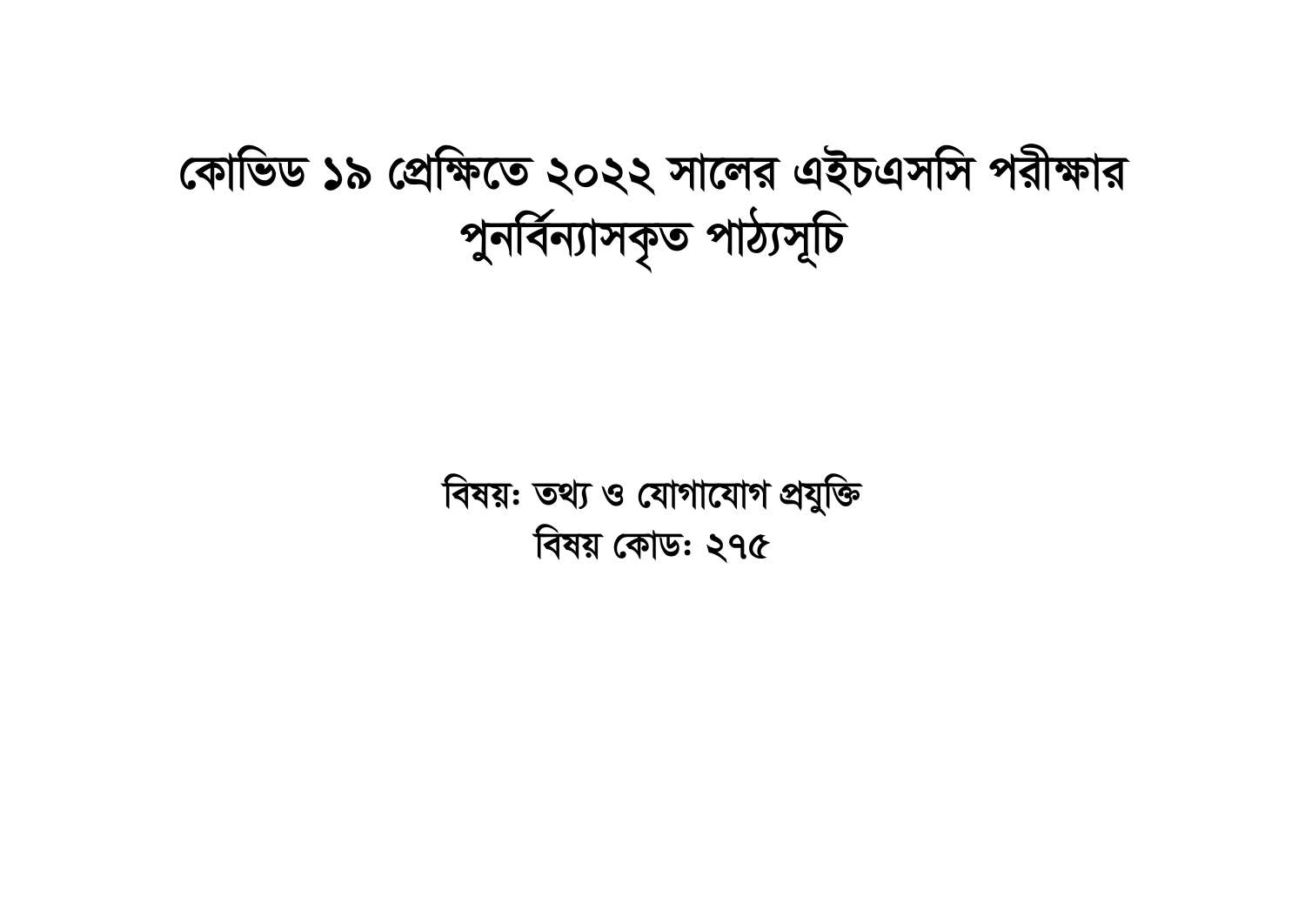# কোভিড ১৯ প্রেক্ষিতে ২০২২ সালের এইচএসসি পরীক্ষার পুনর্বিন্যাসকৃত পাঠ্যসূচি

**বিষয়: তথ্য ও যোগাযোগ প্রযুক্তি**

**বিষয় কোড: ২৭৫**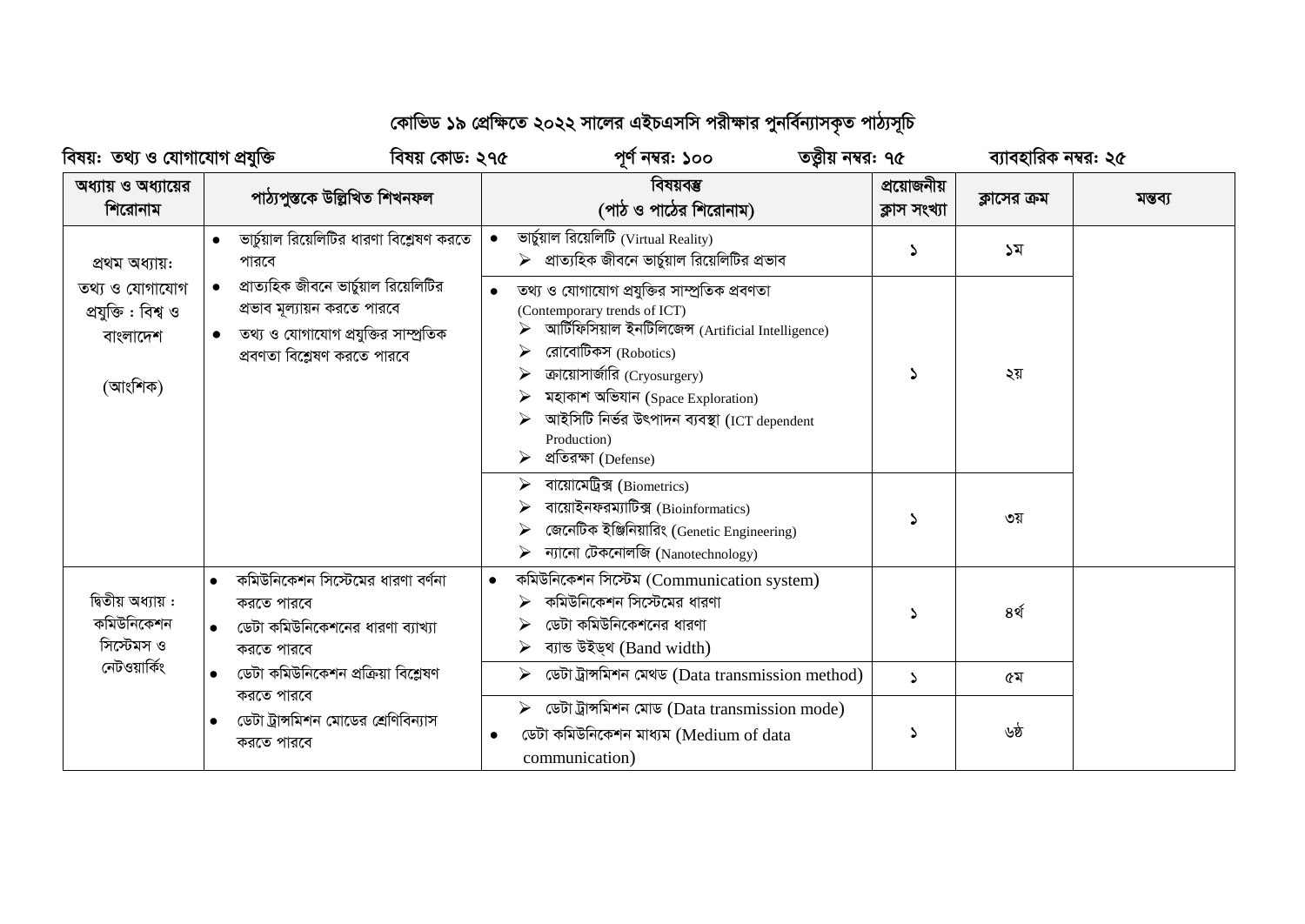# কোভিড ১৯ প্রেক্ষিতে ২০২২ সালের এইচএসসি পরীক্ষার পুনর্বিন্যাসকৃত পাঠ্যসূচি

**বিষয়: তথ্য ও যোগাযোগ প্রযুক্তি** **বিষয় কোড: ২৭৫** **পূর্ণ নম্বর: ১০০** **তত্ত্বীয় নম্বর: ৭৫** **ব্যাবহারিক নম্বর: ২৫**

| অধ্যায় ও অধ্যায়ের শিরোনাম | পাঠ্যপুস্তকে উল্লিখিত শিখনফল | বিষয়বস্তু (পাঠ ও পাঠের শিরোনাম) | প্রয়োজনীয় ক্লাস সংখ্যা | ক্লাসের ক্রম | মন্তব্য |
|---|---|---|---|---|---|
| প্রথম অধ্যায়: তথ্য ও যোগাযোগ প্রযুক্তি : বিশ্ব ও বাংলাদেশ (আংশিক) | ● ভার্চুয়াল রিয়েলিটির ধারণা বিশ্লেষণ করতে পারবে<br>● প্রাত্যহিক জীবনে ভার্চুয়াল রিয়েলিটির প্রভাব মূল্যায়ন করতে পারবে<br>● তথ্য ও যোগাযোগ প্রযুক্তির সাম্প্রতিক প্রবণতা বিশ্লেষণ করতে পারবে | ● ভার্চুয়াল রিয়েলিটি (Virtual Reality)<br>➢ প্রাত্যহিক জীবনে ভার্চুয়াল রিয়েলিটির প্রভাব | ১ | ১ম | |
| | | ● তথ্য ও যোগাযোগ প্রযুক্তির সাম্প্রতিক প্রবণতা (Contemporary trends of ICT)<br>➢ আর্টিফিসিয়াল ইনটিলিজেন্স (Artificial Intelligence)<br>➢ রোবোটিকস (Robotics)<br>➢ ক্রায়োসার্জারি (Cryosurgery)<br>➢ মহাকাশ অভিযান (Space Exploration)<br>➢ আইসিটি নির্ভর উৎপাদন ব্যবস্থা (ICT dependent Production)<br>➢ প্রতিরক্ষা (Defense) | ১ | ২য় | |
| | | ➢ বায়োমেট্রিক্স (Biometrics)<br>➢ বায়োইনফরম্যাটিক্স (Bioinformatics)<br>➢ জেনেটিক ইঞ্জিনিয়ারিং (Genetic Engineering)<br>➢ ন্যানো টেকনোলজি (Nanotechnology) | ১ | ৩য় | |
| দ্বিতীয় অধ্যায় : কমিউনিকেশন সিস্টেমস ও নেটওয়ার্কিং | ● কমিউনিকেশন সিস্টেমের ধারণা বর্ণনা করতে পারবে<br>● ডেটা কমিউনিকেশনের ধারণা ব্যাখ্যা করতে পারবে<br>● ডেটা কমিউনিকেশন প্রক্রিয়া বিশ্লেষণ করতে পারবে<br>● ডেটা ট্রান্সমিশন মোডের শ্রেণিবিন্যাস করতে পারবে | ● কমিউনিকেশন সিস্টেম (Communication system)<br>➢ কমিউনিকেশন সিস্টেমের ধারণা<br>➢ ডেটা কমিউনিকেশনের ধারণা<br>➢ ব্যান্ড উইড্থ (Band width) | ১ | ৪র্থ | |
| | | ➢ ডেটা ট্রান্সমিশন মেথড (Data transmission method) | ১ | ৫ম | |
| | | ➢ ডেটা ট্রান্সমিশন মোড (Data transmission mode)<br>● ডেটা কমিউনিকেশন মাধ্যম (Medium of data communication) | ১ | ৬ষ্ঠ | |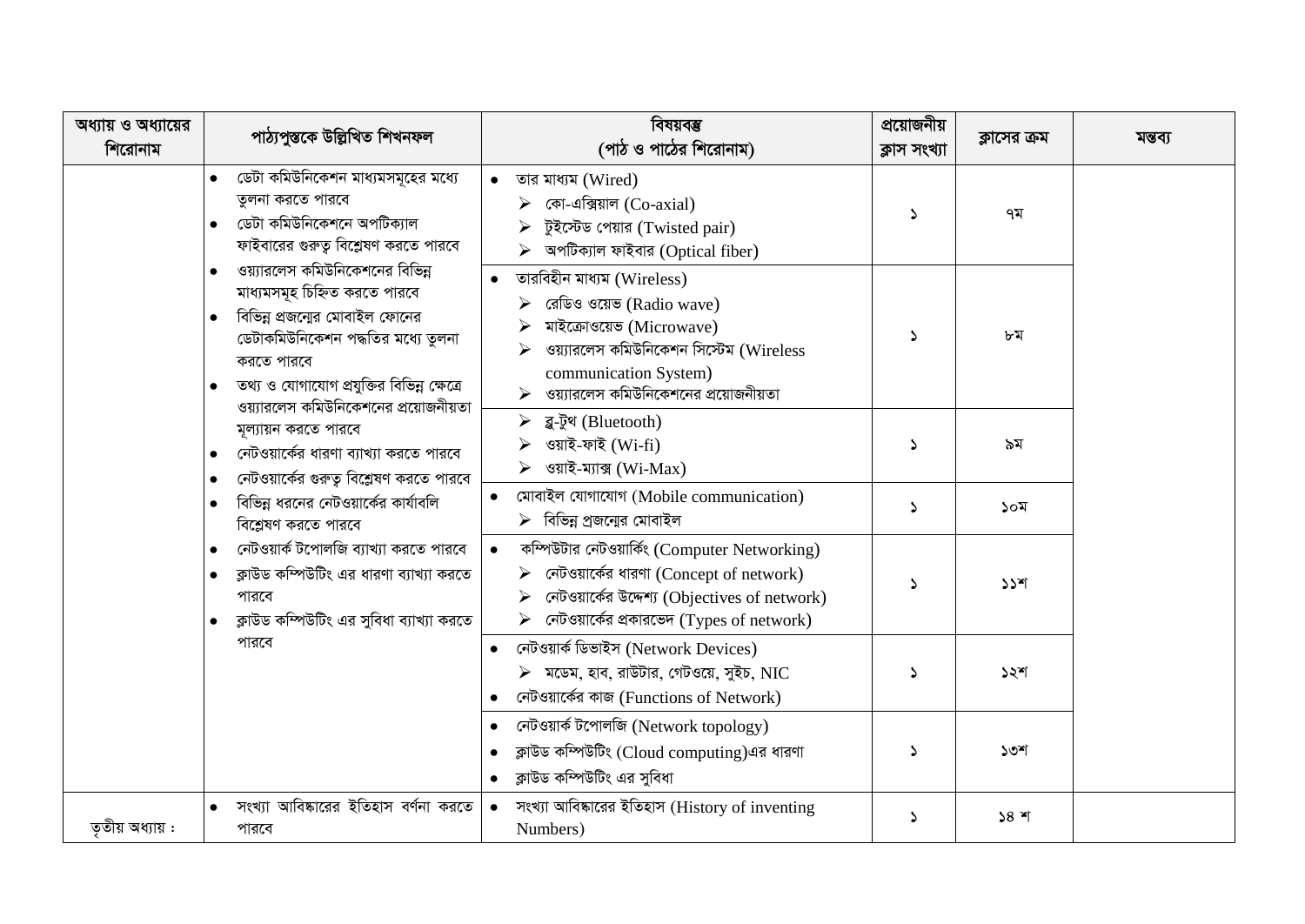| অধ্যায় ও অধ্যায়ের শিরোনাম | পাঠ্যপুস্তকে উল্লিখিত শিখনফল | বিষয়বস্তু (পাঠ ও পাঠের শিরোনাম) | প্রয়োজনীয় ক্লাস সংখ্যা | ক্লাসের ক্রম | মন্তব্য |
|---|---|---|---|---|---|
| | • ডেটা কমিউনিকেশন মাধ্যমসমূহের মধ্যে তুলনা করতে পারবে<br>• ডেটা কমিউনিকেশনে অপটিক্যাল ফাইবারের গুরুত্ব বিশ্লেষণ করতে পারবে<br>• ওয়্যারলেস কমিউনিকেশনের বিভিন্ন মাধ্যমসমূহ চিহ্নিত করতে পারবে<br>• বিভিন্ন প্রজন্মের মোবাইল ফোনের ডেটাকমিউনিকেশন পদ্ধতির মধ্যে তুলনা করতে পারবে<br>• তথ্য ও যোগাযোগ প্রযুক্তির বিভিন্ন ক্ষেত্রে ওয়্যারলেস কমিউনিকেশনের প্রয়োজনীয়তা মূল্যায়ন করতে পারবে<br>• নেটওয়ার্কের ধারণা ব্যাখ্যা করতে পারবে<br>• নেটওয়ার্কের গুরুত্ব বিশ্লেষণ করতে পারবে<br>• বিভিন্ন ধরনের নেটওয়ার্কের কার্যাবলি বিশ্লেষণ করতে পারবে<br>• নেটওয়ার্ক টপোলজি ব্যাখ্যা করতে পারবে<br>• ক্লাউড কম্পিউটিং এর ধারণা ব্যাখ্যা করতে পারবে<br>• ক্লাউড কম্পিউটিং এর সুবিধা ব্যাখ্যা করতে পারবে | • তার মাধ্যম (Wired)<br>➢ কো-এক্সিয়াল (Co-axial)<br>➢ টুইস্টেড পেয়ার (Twisted pair)<br>➢ অপটিক্যাল ফাইবার (Optical fiber) | ১ | ৭ম | |
| | | • তারবিহীন মাধ্যম (Wireless)<br>➢ রেডিও ওয়েভ (Radio wave)<br>➢ মাইক্রোওয়েভ (Microwave)<br>➢ ওয়্যারলেস কমিউনিকেশন সিস্টেম (Wireless communication System)<br>➢ ওয়্যারলেস কমিউনিকেশনের প্রয়োজনীয়তা | ১ | ৮ম | |
| | | ➢ ব্লু-টুথ (Bluetooth)<br>➢ ওয়াই-ফাই (Wi-fi)<br>➢ ওয়াই-ম্যাক্স (Wi-Max) | ১ | ৯ম | |
| | | • মোবাইল যোগাযোগ (Mobile communication)<br>➢ বিভিন্ন প্রজন্মের মোবাইল | ১ | ১০ম | |
| | | • কম্পিউটার নেটওয়ার্কিং (Computer Networking)<br>➢ নেটওয়ার্কের ধারণা (Concept of network)<br>➢ নেটওয়ার্কের উদ্দেশ্য (Objectives of network)<br>➢ নেটওয়ার্কের প্রকারভেদ (Types of network) | ১ | ১১শ | |
| | | • নেটওয়ার্ক ডিভাইস (Network Devices)<br>➢ মডেম, হাব, রাউটার, গেটওয়ে, সুইচ, NIC<br>• নেটওয়ার্কের কাজ (Functions of Network) | ১ | ১২শ | |
| | | • নেটওয়ার্ক টপোলজি (Network topology)<br>• ক্লাউড কম্পিউটিং (Cloud computing)এর ধারণা<br>• ক্লাউড কম্পিউটিং এর সুবিধা | ১ | ১৩শ | |
| তৃতীয় অধ্যায় : | • সংখ্যা আবিষ্কারের ইতিহাস বর্ণনা করতে পারবে | • সংখ্যা আবিষ্কারের ইতিহাস (History of inventing Numbers) | ১ | ১৪ শ | |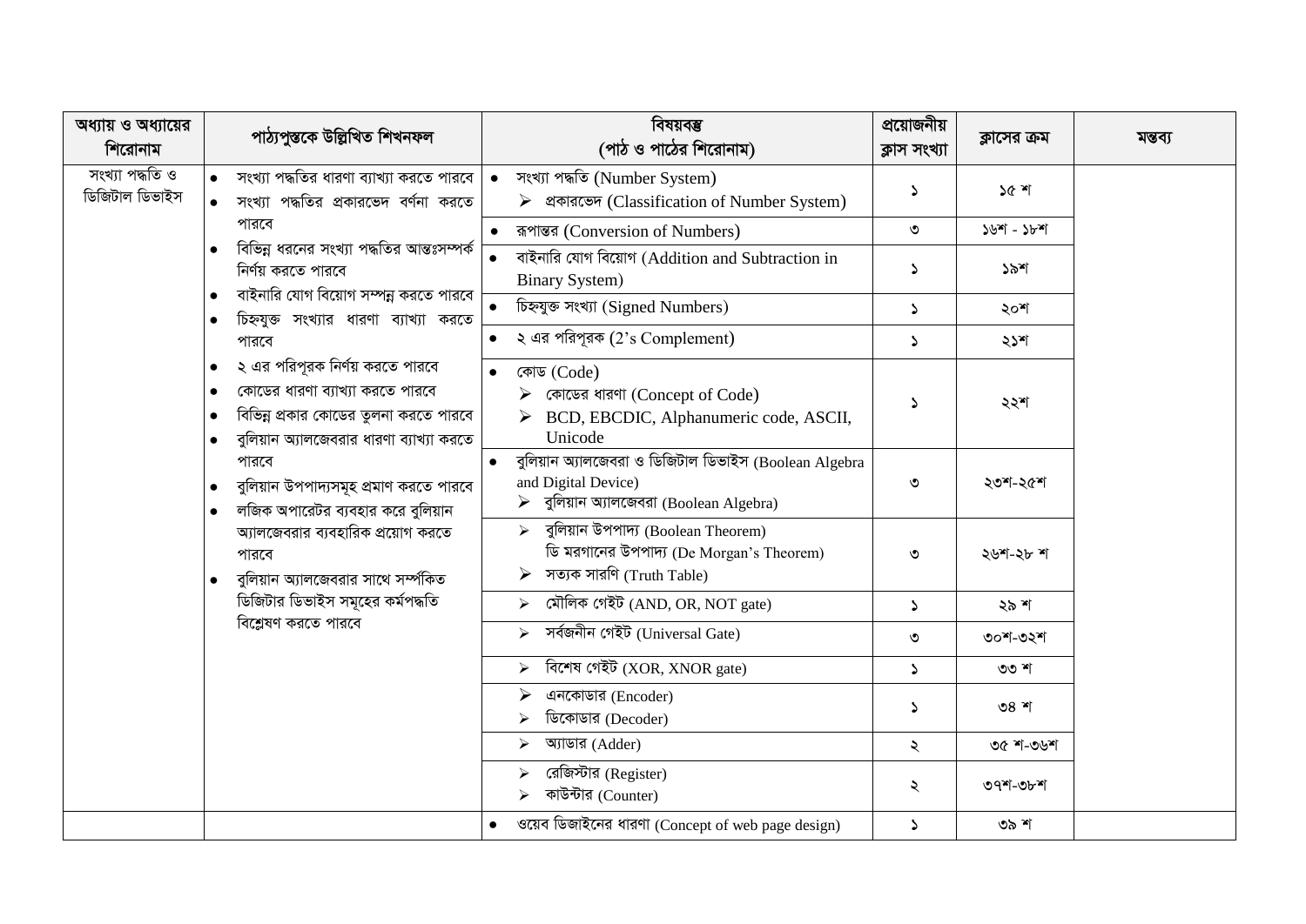| অধ্যায় ও অধ্যায়ের শিরোনাম | পাঠ্যপুস্তকে উল্লিখিত শিখনফল | বিষয়বস্তু (পাঠ ও পাঠের শিরোনাম) | প্রয়োজনীয় ক্লাস সংখ্যা | ক্লাসের ক্রম | মন্তব্য |
|---|---|---|---|---|---|
| সংখ্যা পদ্ধতি ও ডিজিটাল ডিভাইস | • সংখ্যা পদ্ধতির ধারণা ব্যাখ্যা করতে পারবে<br>• সংখ্যা পদ্ধতির প্রকারভেদ বর্ণনা করতে পারবে<br>• বিভিন্ন ধরনের সংখ্যা পদ্ধতির আন্তঃসম্পর্ক নির্ণয় করতে পারবে<br>• বাইনারি যোগ বিয়োগ সম্পন্ন করতে পারবে<br>• চিহ্নযুক্ত সংখ্যার ধারণা ব্যাখ্যা করতে পারবে<br>• ২ এর পরিপূরক নির্ণয় করতে পারবে<br>• কোডের ধারণা ব্যাখ্যা করতে পারবে<br>• বিভিন্ন প্রকার কোডের তুলনা করতে পারবে<br>• বুলিয়ান অ্যালজেবরার ধারণা ব্যাখ্যা করতে পারবে<br>• বুলিয়ান উপপাদ্যসমূহ প্রমাণ করতে পারবে<br>• লজিক অপারেটর ব্যবহার করে বুলিয়ান অ্যালজেবরার ব্যবহারিক প্রয়োগ করতে পারবে<br>• বুলিয়ান অ্যালজেবরার সাথে সর্ম্পকিত ডিজিটার ডিভাইস সমূহের কর্মপদ্ধতি বিশ্লেষণ করতে পারবে | • সংখ্যা পদ্ধতি (Number System)<br>➢ প্রকারভেদ (Classification of Number System) | ১ | ১৫ শ | |
| | | • রূপান্তর (Conversion of Numbers) | ৩ | ১৬শ - ১৮শ | |
| | | • বাইনারি যোগ বিয়োগ (Addition and Subtraction in Binary System) | ১ | ১৯শ | |
| | | • চিহ্নযুক্ত সংখ্যা (Signed Numbers) | ১ | ২০শ | |
| | | • ২ এর পরিপূরক (2's Complement) | ১ | ২১শ | |
| | | • কোড (Code)<br>➢ কোডের ধারণা (Concept of Code)<br>➢ BCD, EBCDIC, Alphanumeric code, ASCII, Unicode | ১ | ২২শ | |
| | | • বুলিয়ান অ্যালজেবরা ও ডিজিটাল ডিভাইস (Boolean Algebra and Digital Device)<br>➢ বুলিয়ান অ্যালজেবরা (Boolean Algebra) | ৩ | ২৩শ-২৫শ | |
| | | ➢ বুলিয়ান উপপাদ্য (Boolean Theorem)<br>ডি মরগানের উপপাদ্য (De Morgan's Theorem)<br>➢ সত্যক সারণি (Truth Table) | ৩ | ২৬শ-২৮ শ | |
| | | ➢ মৌলিক গেইট (AND, OR, NOT gate) | ১ | ২৯ শ | |
| | | ➢ সর্বজনীন গেইট (Universal Gate) | ৩ | ৩০শ-৩২শ | |
| | | ➢ বিশেষ গেইট (XOR, XNOR gate) | ১ | ৩৩ শ | |
| | | ➢ এনকোডার (Encoder)<br>➢ ডিকোডার (Decoder) | ১ | ৩৪ শ | |
| | | ➢ অ্যাডার (Adder) | ২ | ৩৫ শ-৩৬শ | |
| | | ➢ রেজিস্টার (Register)<br>➢ কাউন্টার (Counter) | ২ | ৩৭শ-৩৮শ | |
| | | • ওয়েব ডিজাইনের ধারণা (Concept of web page design) | ১ | ৩৯ শ | |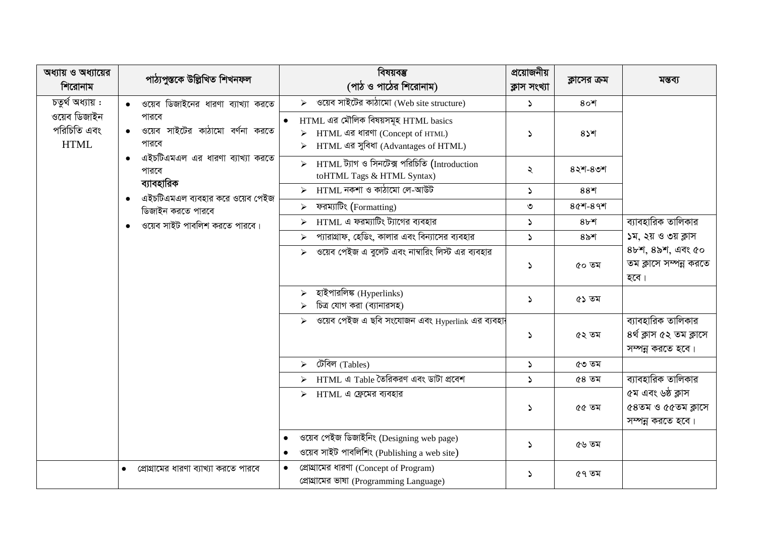| অধ্যায় ও অধ্যায়ের শিরোনাম | পাঠ্যপুস্তকে উল্লিখিত শিখনফল | বিষয়বস্তু (পাঠ ও পাঠের শিরোনাম) | প্রয়োজনীয় ক্লাস সংখ্যা | ক্লাসের ক্রম | মন্তব্য |
|---|---|---|---|---|---|
| চতুর্থ অধ্যায় : ওয়েব ডিজাইন পরিচিতি এবং HTML | • ওয়েব ডিজাইনের ধারণা ব্যাখ্যা করতে পারবে<br>• ওয়েব সাইটের কাঠামো বর্ণনা করতে পারবে<br>• এইচটিএমএল এর ধারণা ব্যাখ্যা করতে পারবে<br>**ব্যাবহারিক**<br>• এইচটিএমএল ব্যবহার করে ওয়েব পেইজ ডিজাইন করতে পারবে<br>• ওয়েব সাইট পাবলিশ করতে পারবে। | ➢ ওয়েব সাইটের কাঠামো (Web site structure) | ১ | ৪০শ | |
| | | • HTML এর মৌলিক বিষয়সমূহ HTML basics<br>➢ HTML এর ধারণা (Concept of HTML)<br>➢ HTML এর সুবিধা (Advantages of HTML) | ১ | ৪১শ | |
| | | ➢ HTML ট্যাগ ও সিনটেক্স পরিচিতি (Introduction toHTML Tags & HTML Syntax) | ২ | ৪২শ-৪৩শ | |
| | | ➢ HTML নকশা ও কাঠামো লে-আউট | ১ | ৪৪শ | |
| | | ➢ ফরম্যাটিং (Formatting) | ৩ | ৪৫শ-৪৭শ | |
| | | ➢ HTML এ ফরম্যাটিং ট্যাগের ব্যবহার | ১ | ৪৮শ | ব্যাবহারিক তালিকার ১ম, ২য় ও ৩য় ক্লাস ৪৮শ, ৪৯শ, এবং ৫০ তম ক্লাসে সম্পন্ন করতে হবে। |
| | | ➢ প্যারাগ্রাফ, হেডিং, কালার এবং বিন্যাসের ব্যবহার | ১ | ৪৯শ | |
| | | ➢ ওয়েব পেইজ এ বুলেট এবং নাম্বারিং লিস্ট এর ব্যবহার | ১ | ৫০ তম | |
| | | ➢ হাইপারলিঙ্ক (Hyperlinks)<br>➢ চিত্র যোগ করা (ব্যানারসহ) | ১ | ৫১ তম | |
| | | ➢ ওয়েব পেইজ এ ছবি সংযোজন এবং Hyperlink এর ব্যবহার | ১ | ৫২ তম | ব্যাবহারিক তালিকার ৪র্থ ক্লাস ৫২ তম ক্লাসে সম্পন্ন করতে হবে। |
| | | ➢ টেবিল (Tables) | ১ | ৫৩ তম | |
| | | ➢ HTML এ Table তৈরিকরণ এবং ডাটা প্রবেশ | ১ | ৫৪ তম | ব্যাবহারিক তালিকার ৫ম এবং ৬ষ্ঠ ক্লাস ৫৪তম ও ৫৫তম ক্লাসে সম্পন্ন করতে হবে। |
| | | ➢ HTML এ ফ্রেমের ব্যবহার | ১ | ৫৫ তম | |
| | | • ওয়েব পেইজ ডিজাইনিং (Designing web page)<br>• ওয়েব সাইট পাবলিশিং (Publishing a web site) | ১ | ৫৬ তম | |
| | • প্রোগ্রামের ধারণা ব্যাখ্যা করতে পারবে | • প্রোগ্রামের ধারণা (Concept of Program)<br>প্রোগ্রামের ভাষা (Programming Language) | ১ | ৫৭ তম | |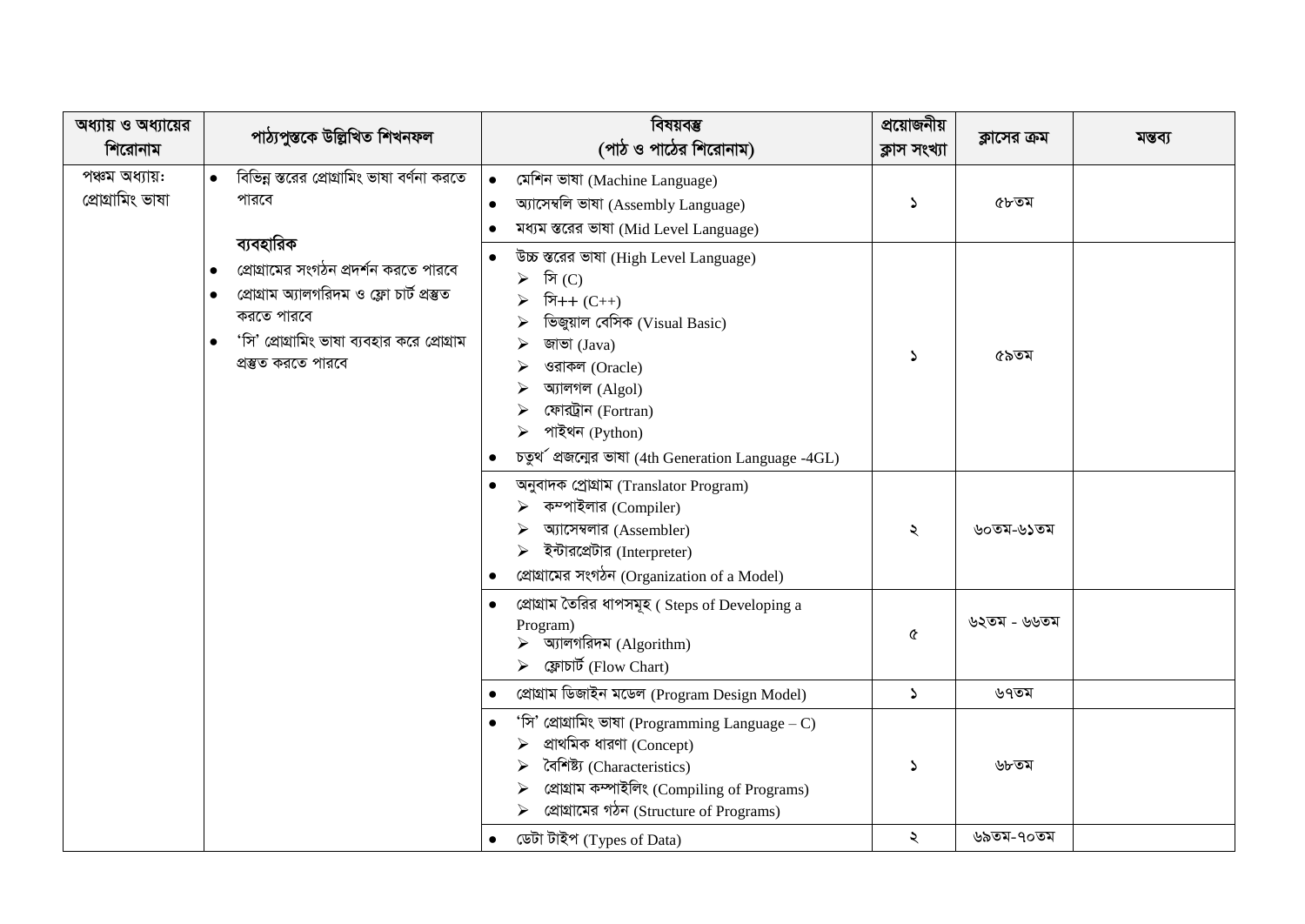| অধ্যায় ও অধ্যায়ের শিরোনাম | পাঠ্যপুস্তকে উল্লিখিত শিখনফল | বিষয়বস্তু (পাঠ ও পাঠের শিরোনাম) | প্রয়োজনীয় ক্লাস সংখ্যা | ক্লাসের ক্রম | মন্তব্য |
|---|---|---|---|---|---|
| পঞ্চম অধ্যায়: প্রোগ্রামিং ভাষা | • বিভিন্ন স্তরের প্রোগ্রামিং ভাষা বর্ণনা করতে পারবে<br><br>**ব্যবহারিক**<br>• প্রোগ্রামের সংগঠন প্রদর্শন করতে পারবে<br>• প্রোগ্রাম অ্যালগরিদম ও ফ্লো চার্ট প্রস্তুত করতে পারবে<br>• 'সি' প্রোগ্রামিং ভাষা ব্যবহার করে প্রোগ্রাম প্রস্তুত করতে পারবে | • মেশিন ভাষা (Machine Language)<br>• অ্যাসেম্বলি ভাষা (Assembly Language)<br>• মধ্যম স্তরের ভাষা (Mid Level Language) | ১ | ৫৮তম | |
| | | • উচ্চ স্তরের ভাষা (High Level Language)<br>➢ সি (C)<br>➢ সি++ (C++)<br>➢ ভিজুয়াল বেসিক (Visual Basic)<br>➢ জাভা (Java)<br>➢ ওরাকল (Oracle)<br>➢ অ্যালগল (Algol)<br>➢ ফোরট্রান (Fortran)<br>➢ পাইথন (Python)<br>• চতুর্থ প্রজন্মের ভাষা (4th Generation Language -4GL) | ১ | ৫৯তম | |
| | | • অনুবাদক প্রোগ্রাম (Translator Program)<br>➢ কম্পাইলার (Compiler)<br>➢ অ্যাসেম্বলার (Assembler)<br>➢ ইন্টারপ্রেটার (Interpreter)<br>• প্রোগ্রামের সংগঠন (Organization of a Model) | ২ | ৬০তম-৬১তম | |
| | | • প্রোগ্রাম তৈরির ধাপসমূহ ( Steps of Developing a Program)<br>➢ অ্যালগরিদম (Algorithm)<br>➢ ফ্লোচার্ট (Flow Chart) | ৫ | ৬২তম - ৬৬তম | |
| | | • প্রোগ্রাম ডিজাইন মডেল (Program Design Model) | ১ | ৬৭তম | |
| | | • 'সি' প্রোগ্রামিং ভাষা (Programming Language – C)<br>➢ প্রাথমিক ধারণা (Concept)<br>➢ বৈশিষ্ট্য (Characteristics)<br>➢ প্রোগ্রাম কম্পাইলিং (Compiling of Programs)<br>➢ প্রোগ্রামের গঠন (Structure of Programs) | ১ | ৬৮তম | |
| | | • ডেটা টাইপ (Types of Data) | ২ | ৬৯তম-৭০তম | |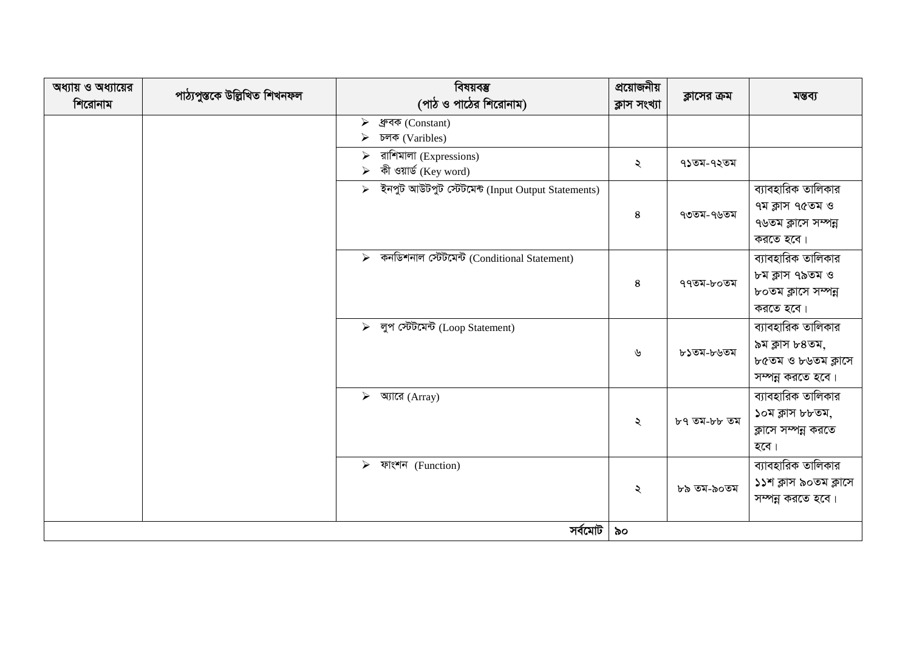| অধ্যায় ও অধ্যায়ের শিরোনাম | পাঠ্যপুস্তকে উল্লিখিত শিখনফল | বিষয়বস্তু (পাঠ ও পাঠের শিরোনাম) | প্রয়োজনীয় ক্লাস সংখ্যা | ক্লাসের ক্রম | মন্তব্য |
|---|---|---|---|---|---|
| | | ➢ ধ্রুবক (Constant)<br>➢ চলক (Varibles) | | | |
| | | ➢ রাশিমালা (Expressions)<br>➢ কী ওয়ার্ড (Key word) | ২ | ৭১তম-৭২তম | |
| | | ➢ ইনপুট আউটপুট স্টেটমেন্ট (Input Output Statements) | ৪ | ৭৩তম-৭৬তম | ব্যাবহারিক তালিকার ৭ম ক্লাস ৭৫তম ও ৭৬তম ক্লাসে সম্পন্ন করতে হবে। |
| | | ➢ কনডিশনাল স্টেটমেন্ট (Conditional Statement) | ৪ | ৭৭তম-৮০তম | ব্যাবহারিক তালিকার ৮ম ক্লাস ৭৯তম ও ৮০তম ক্লাসে সম্পন্ন করতে হবে। |
| | | ➢ লুপ স্টেটমেন্ট (Loop Statement) | ৬ | ৮১তম-৮৬তম | ব্যাবহারিক তালিকার ৯ম ক্লাস ৮৪তম, ৮৫তম ও ৮৬তম ক্লাসে সম্পন্ন করতে হবে। |
| | | ➢ অ্যারে (Array) | ২ | ৮৭ তম-৮৮ তম | ব্যাবহারিক তালিকার ১০ম ক্লাস ৮৮তম, ক্লাসে সম্পন্ন করতে হবে। |
| | | ➢ ফাংশন (Function) | ২ | ৮৯ তম-৯০তম | ব্যাবহারিক তালিকার ১১শ ক্লাস ৯০তম ক্লাসে সম্পন্ন করতে হবে। |
| | | সর্বমোট | ৯০ | | |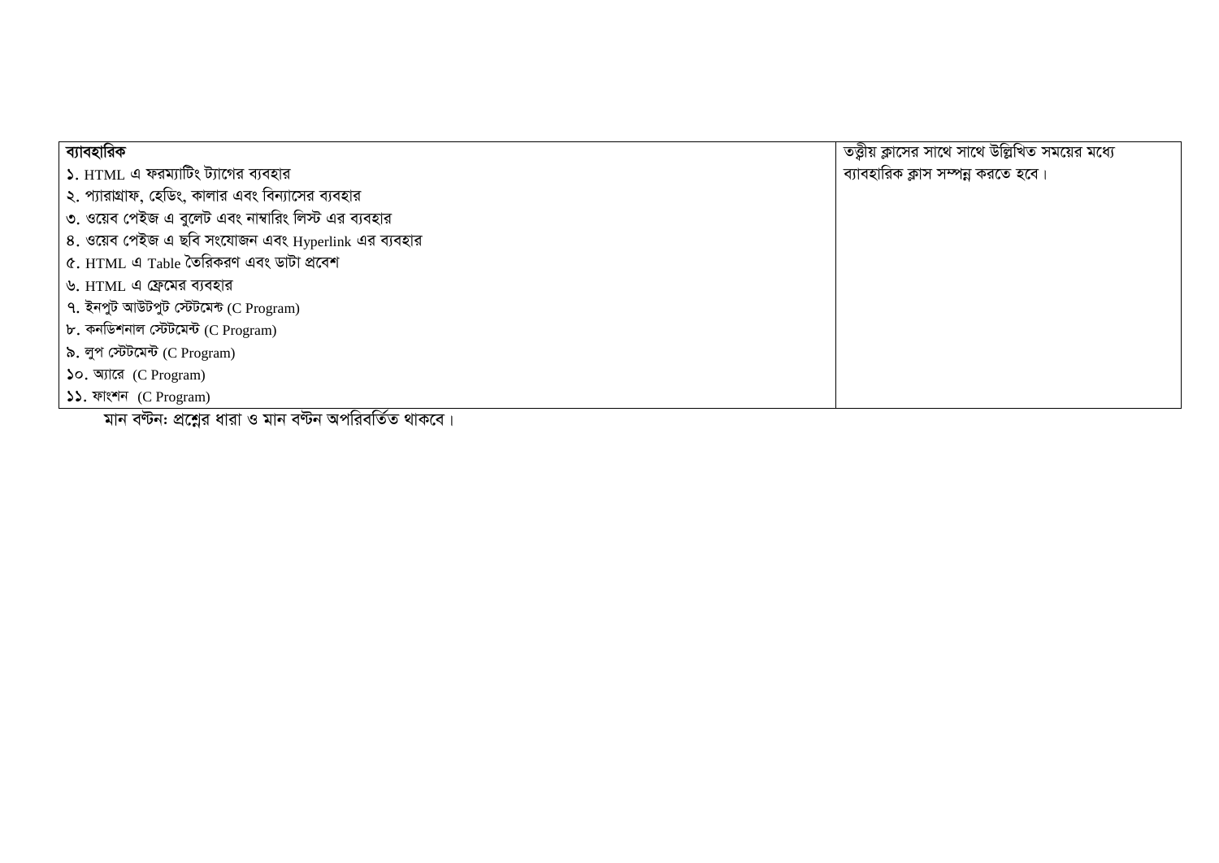| ব্যাবহারিক | তত্ত্বীয় ক্লাসের সাথে সাথে উল্লিখিত সময়ের মধ্যে ব্যাবহারিক ক্লাস সম্পন্ন করতে হবে। |
|---|---|
| ১. HTML এ ফরম্যাটিং ট্যাগের ব্যবহার<br>২. প্যারাগ্রাফ, হেডিং, কালার এবং বিন্যাসের ব্যবহার<br>৩. ওয়েব পেইজ এ বুলেট এবং নাম্বারিং লিস্ট এর ব্যবহার<br>৪. ওয়েব পেইজ এ ছবি সংযোজন এবং Hyperlink এর ব্যবহার<br>৫. HTML এ Table তৈরিকরণ এবং ডাটা প্রবেশ<br>৬. HTML এ ফ্রেমের ব্যবহার<br>৭. ইনপুট আউটপুট স্টেটমেন্ট (C Program)<br>৮. কনডিশনাল স্টেটমেন্ট (C Program)<br>৯. লুপ স্টেটমেন্ট (C Program)<br>১০. অ্যারে (C Program)<br>১১. ফাংশন (C Program) | |

মান বণ্টন: প্রশ্নের ধারা ও মান বণ্টন অপরিবর্তিত থাকবে।